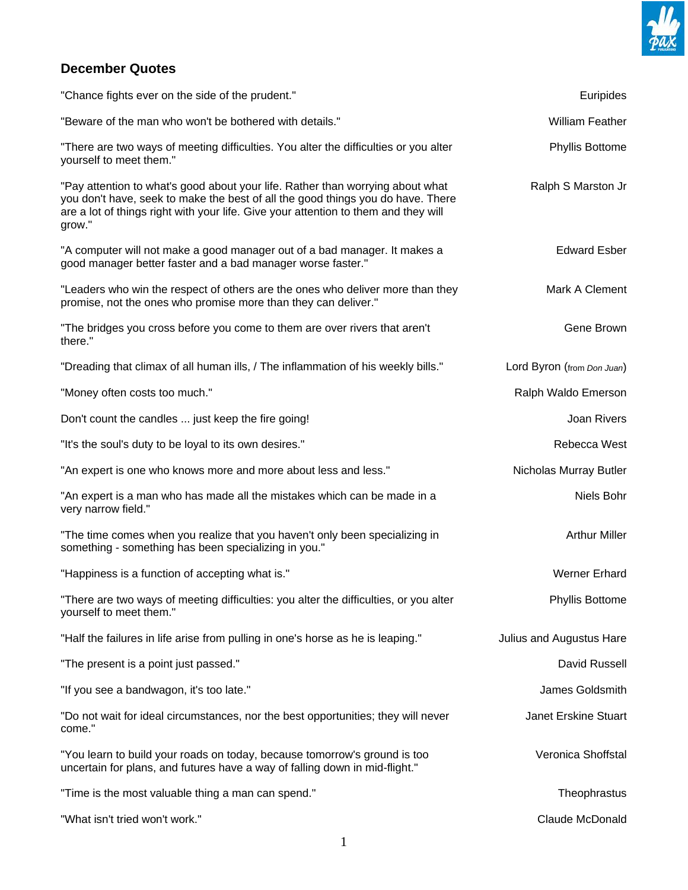## December Quotes

| | |
|---|---|
| "Chance fights ever on the side of the prudent." | Euripides |
| "Beware of the man who won't be bothered with details." | William Feather |
| "There are two ways of meeting difficulties. You alter the difficulties or you alter yourself to meet them." | Phyllis Bottome |
| "Pay attention to what's good about your life. Rather than worrying about what you don't have, seek to make the best of all the good things you do have. There are a lot of things right with your life. Give your attention to them and they will grow." | Ralph S Marston Jr |
| "A computer will not make a good manager out of a bad manager. It makes a good manager better faster and a bad manager worse faster." | Edward Esber |
| "Leaders who win the respect of others are the ones who deliver more than they promise, not the ones who promise more than they can deliver." | Mark A Clement |
| "The bridges you cross before you come to them are over rivers that aren't there." | Gene Brown |
| "Dreading that climax of all human ills, / The inflammation of his weekly bills." | Lord Byron (from *Don Juan*) |
| "Money often costs too much." | Ralph Waldo Emerson |
| Don't count the candles ... just keep the fire going! | Joan Rivers |
| "It's the soul's duty to be loyal to its own desires." | Rebecca West |
| "An expert is one who knows more and more about less and less." | Nicholas Murray Butler |
| "An expert is a man who has made all the mistakes which can be made in a very narrow field." | Niels Bohr |
| "The time comes when you realize that you haven't only been specializing in something - something has been specializing in you." | Arthur Miller |
| "Happiness is a function of accepting what is." | Werner Erhard |
| "There are two ways of meeting difficulties: you alter the difficulties, or you alter yourself to meet them." | Phyllis Bottome |
| "Half the failures in life arise from pulling in one's horse as he is leaping." | Julius and Augustus Hare |
| "The present is a point just passed." | David Russell |
| "If you see a bandwagon, it's too late." | James Goldsmith |
| "Do not wait for ideal circumstances, nor the best opportunities; they will never come." | Janet Erskine Stuart |
| "You learn to build your roads on today, because tomorrow's ground is too uncertain for plans, and futures have a way of falling down in mid-flight." | Veronica Shoffstal |
| "Time is the most valuable thing a man can spend." | Theophrastus |
| "What isn't tried won't work." | Claude McDonald |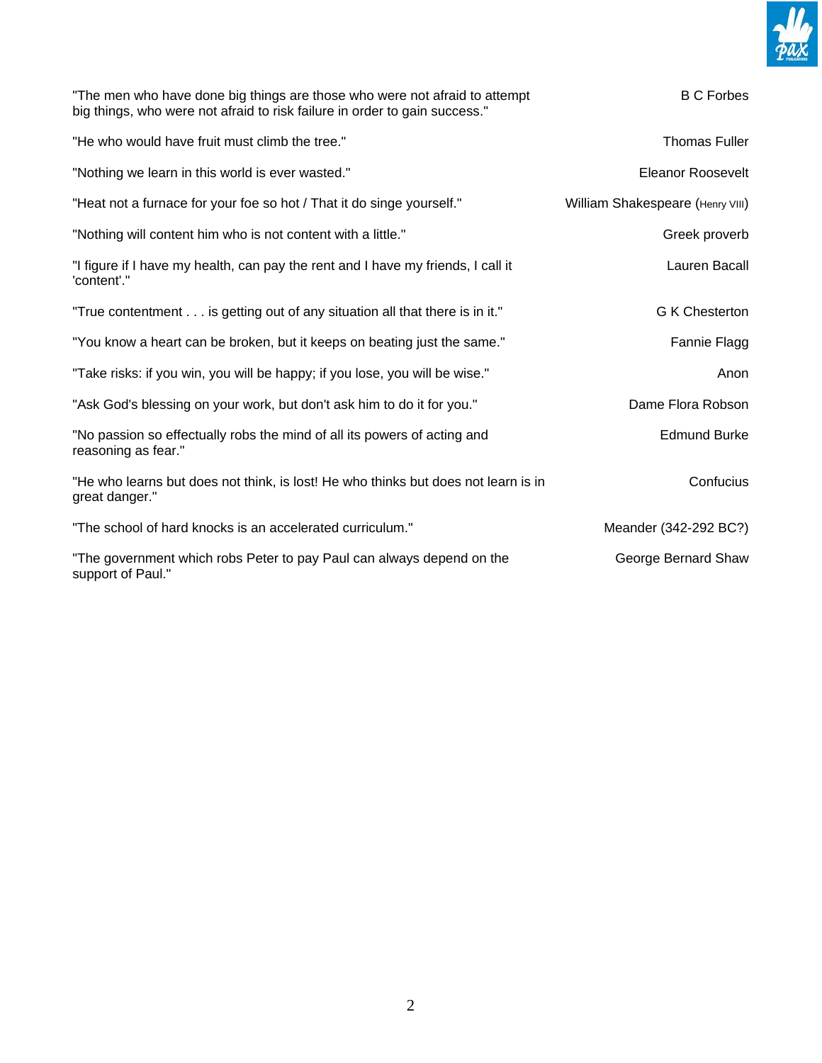| | |
|---|---|
| "The men who have done big things are those who were not afraid to attempt big things, who were not afraid to risk failure in order to gain success." | B C Forbes |
| "He who would have fruit must climb the tree." | Thomas Fuller |
| "Nothing we learn in this world is ever wasted." | Eleanor Roosevelt |
| "Heat not a furnace for your foe so hot / That it do singe yourself." | William Shakespeare (Henry VIII) |
| "Nothing will content him who is not content with a little." | Greek proverb |
| "I figure if I have my health, can pay the rent and I have my friends, I call it 'content'." | Lauren Bacall |
| "True contentment . . . is getting out of any situation all that there is in it." | G K Chesterton |
| "You know a heart can be broken, but it keeps on beating just the same." | Fannie Flagg |
| "Take risks: if you win, you will be happy; if you lose, you will be wise." | Anon |
| "Ask God's blessing on your work, but don't ask him to do it for you." | Dame Flora Robson |
| "No passion so effectually robs the mind of all its powers of acting and reasoning as fear." | Edmund Burke |
| "He who learns but does not think, is lost! He who thinks but does not learn is in great danger." | Confucius |
| "The school of hard knocks is an accelerated curriculum." | Meander (342-292 BC?) |
| "The government which robs Peter to pay Paul can always depend on the support of Paul." | George Bernard Shaw |